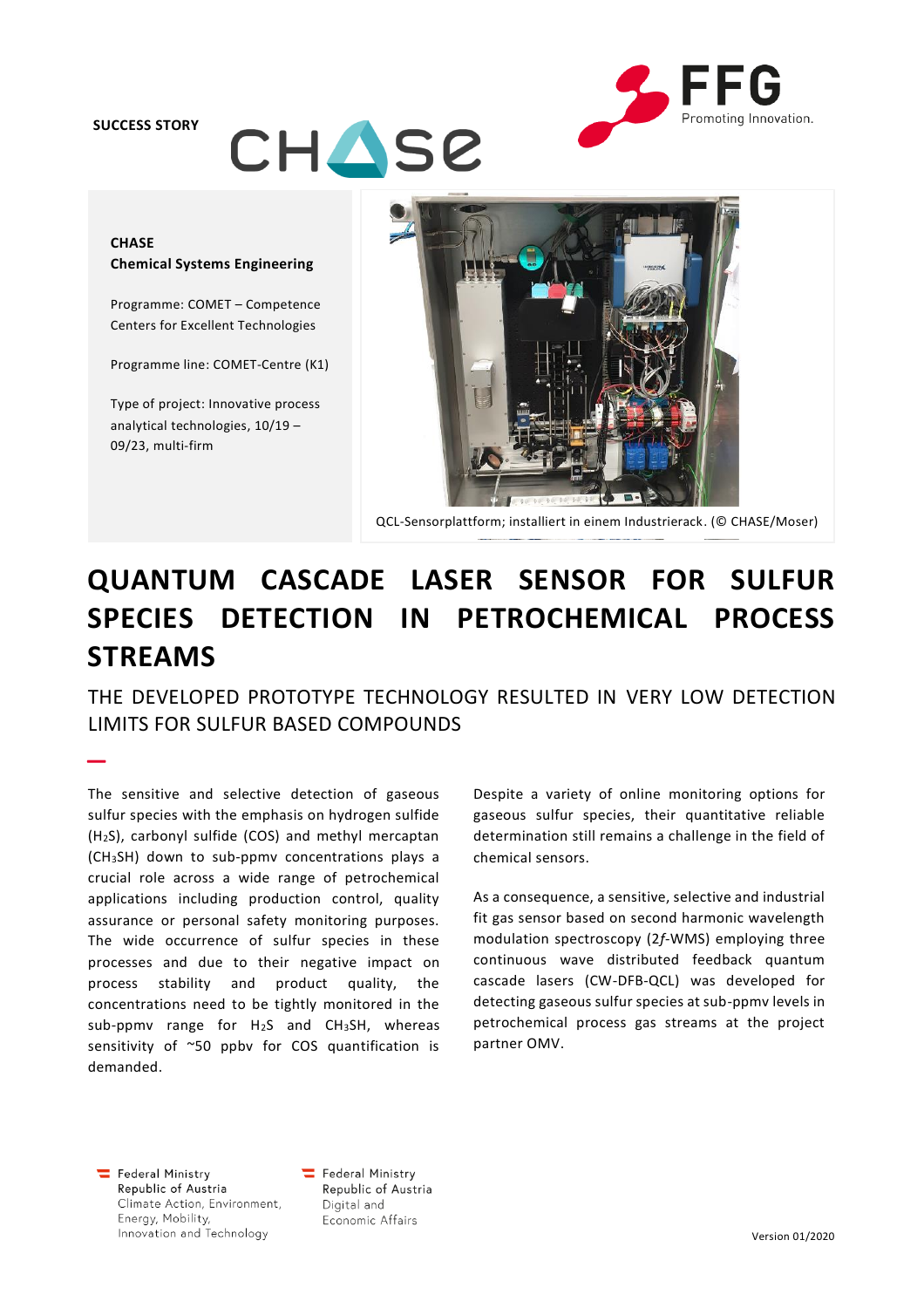SUCCESS STORY

CHASE

**CHASE**
**Chemical Systems Engineering**

Programme: COMET – Competence Centers for Excellent Technologies

Programme line: COMET-Centre (K1)

Type of project: Innovative process analytical technologies, 10/19 – 09/23, multi-firm

QCL-Sensorplattform; installiert in einem Industrierack. (© CHASE/Moser)

# QUANTUM CASCADE LASER SENSOR FOR SULFUR SPECIES DETECTION IN PETROCHEMICAL PROCESS STREAMS

## THE DEVELOPED PROTOTYPE TECHNOLOGY RESULTED IN VERY LOW DETECTION LIMITS FOR SULFUR BASED COMPOUNDS

The sensitive and selective detection of gaseous sulfur species with the emphasis on hydrogen sulfide ($H_2S$), carbonyl sulfide (COS) and methyl mercaptan ($CH_3SH$) down to sub-ppmv concentrations plays a crucial role across a wide range of petrochemical applications including production control, quality assurance or personal safety monitoring purposes. The wide occurrence of sulfur species in these processes and due to their negative impact on process stability and product quality, the concentrations need to be tightly monitored in the sub-ppmv range for $H_2S$ and $CH_3SH$, whereas sensitivity of ~50 ppbv for COS quantification is demanded.

Despite a variety of online monitoring options for gaseous sulfur species, their quantitative reliable determination still remains a challenge in the field of chemical sensors.

As a consequence, a sensitive, selective and industrial fit gas sensor based on second harmonic wavelength modulation spectroscopy (2*f*-WMS) employing three continuous wave distributed feedback quantum cascade lasers (CW-DFB-QCL) was developed for detecting gaseous sulfur species at sub-ppmv levels in petrochemical process gas streams at the project partner OMV.

Federal Ministry Republic of Austria Climate Action, Environment, Energy, Mobility, Innovation and Technology

Federal Ministry Republic of Austria Digital and Economic Affairs

Version 01/2020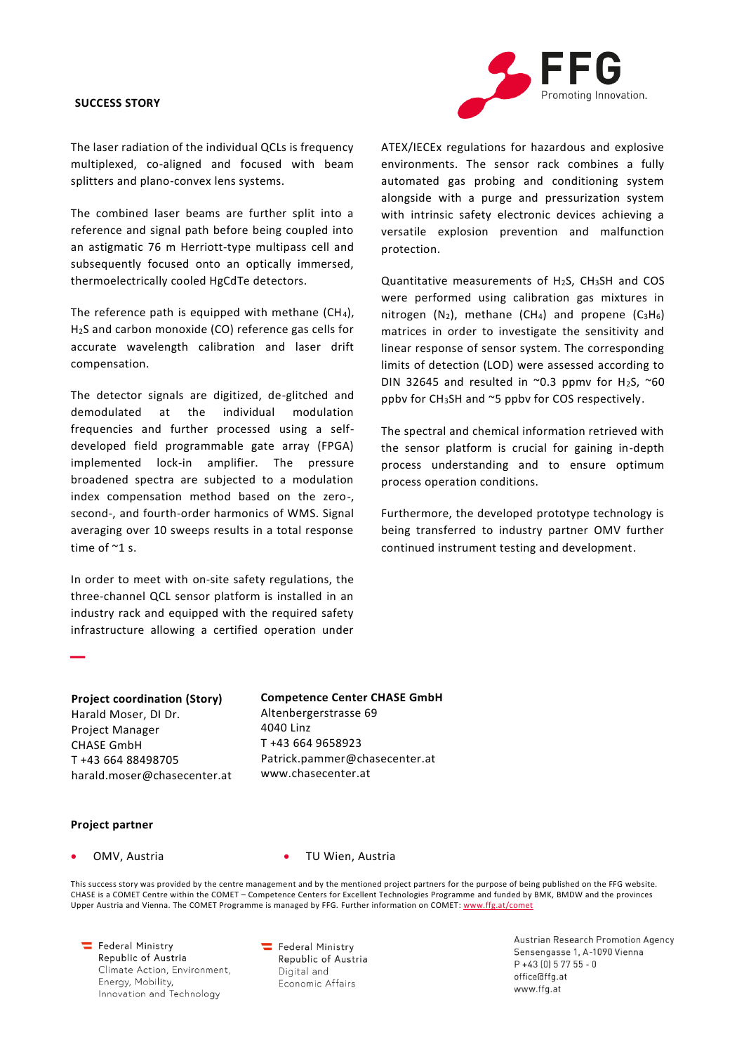**SUCCESS STORY**

The laser radiation of the individual QCLs is frequency multiplexed, co-aligned and focused with beam splitters and plano-convex lens systems.

The combined laser beams are further split into a reference and signal path before being coupled into an astigmatic 76 m Herriott-type multipass cell and subsequently focused onto an optically immersed, thermoelectrically cooled HgCdTe detectors.

The reference path is equipped with methane ($CH_4$), $H_2S$ and carbon monoxide (CO) reference gas cells for accurate wavelength calibration and laser drift compensation.

The detector signals are digitized, de-glitched and demodulated at the individual modulation frequencies and further processed using a self-developed field programmable gate array (FPGA) implemented lock-in amplifier. The pressure broadened spectra are subjected to a modulation index compensation method based on the zero-, second-, and fourth-order harmonics of WMS. Signal averaging over 10 sweeps results in a total response time of ~1 s.

In order to meet with on-site safety regulations, the three-channel QCL sensor platform is installed in an industry rack and equipped with the required safety infrastructure allowing a certified operation under ATEX/IECEx regulations for hazardous and explosive environments. The sensor rack combines a fully automated gas probing and conditioning system alongside with a purge and pressurization system with intrinsic safety electronic devices achieving a versatile explosion prevention and malfunction protection.

Quantitative measurements of $H_2S$, $CH_3SH$ and COS were performed using calibration gas mixtures in nitrogen ($N_2$), methane ($CH_4$) and propene ($C_3H_6$) matrices in order to investigate the sensitivity and linear response of sensor system. The corresponding limits of detection (LOD) were assessed according to DIN 32645 and resulted in ~0.3 ppmv for $H_2S$, ~60 ppbv for $CH_3SH$ and ~5 ppbv for COS respectively.

The spectral and chemical information retrieved with the sensor platform is crucial for gaining in-depth process understanding and to ensure optimum process operation conditions.

Furthermore, the developed prototype technology is being transferred to industry partner OMV further continued instrument testing and development.

**Project coordination (Story)**
Harald Moser, DI Dr.
Project Manager
CHASE GmbH
T +43 664 88498705
harald.moser@chasecenter.at

**Competence Center CHASE GmbH**
Altenbergerstrasse 69
4040 Linz
T +43 664 9658923
Patrick.pammer@chasecenter.at
www.chasecenter.at

**Project partner**

- OMV, Austria
- TU Wien, Austria

This success story was provided by the centre management and by the mentioned project partners for the purpose of being published on the FFG website. CHASE is a COMET Centre within the COMET – Competence Centers for Excellent Technologies Programme and funded by BMK, BMDW and the provinces Upper Austria and Vienna. The COMET Programme is managed by FFG. Further information on COMET: www.ffg.at/comet

Federal Ministry Republic of Austria Climate Action, Environment, Energy, Mobility, Innovation and Technology

Federal Ministry Republic of Austria Digital and Economic Affairs

Austrian Research Promotion Agency
Sensengasse 1, A-1090 Vienna
P +43 (0) 5 77 55 - 0
office@ffg.at
www.ffg.at